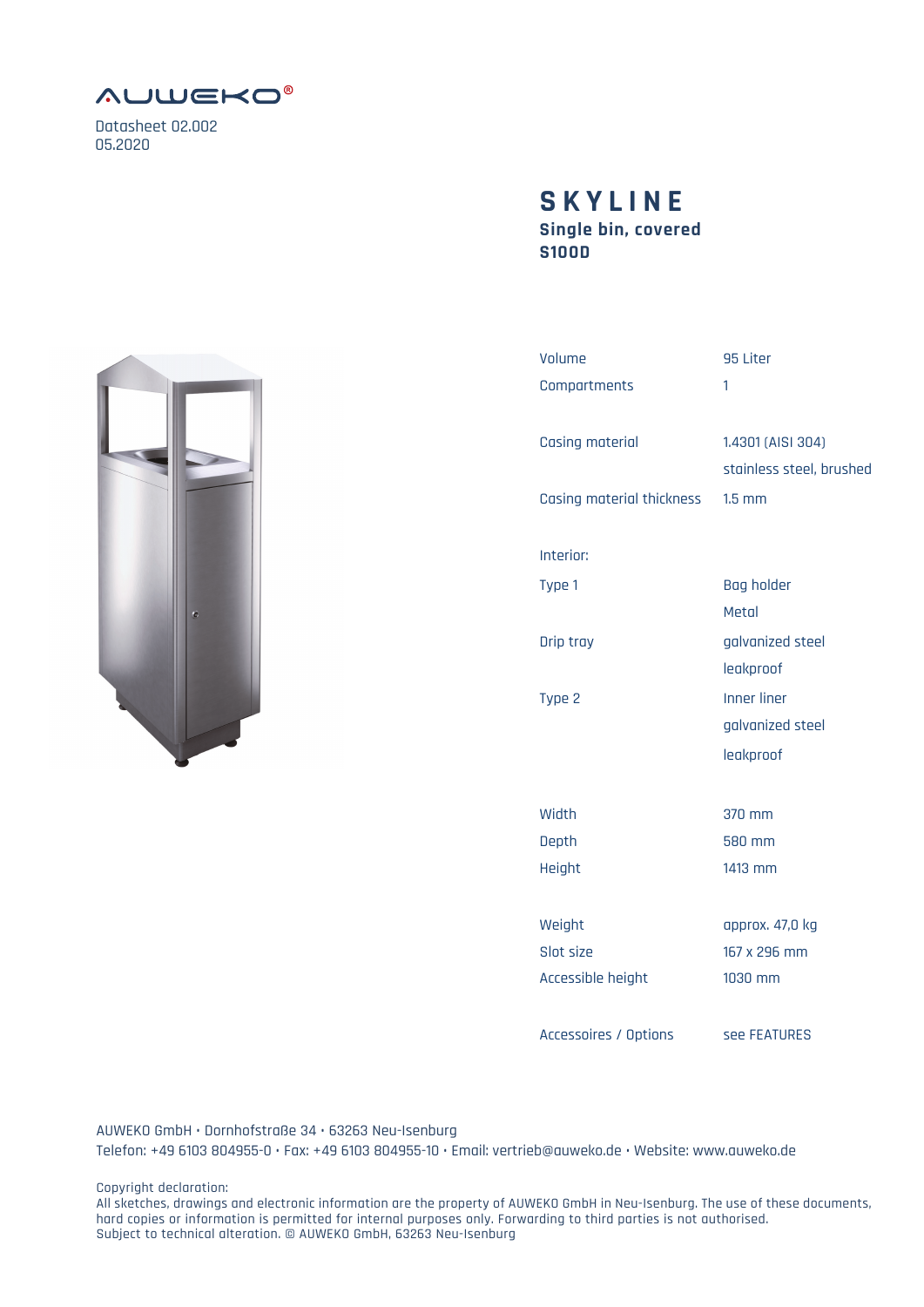AUWEKO®

Datasheet 02.002
05.2020

# SKYLINE

**Single bin, covered**
**S100D**

| | |
|---|---|
| Volume | 95 Liter |
| Compartments | 1 |
| Casing material | 1.4301 (AISI 304) stainless steel, brushed |
| Casing material thickness | 1.5 mm |
| Interior: | |
| Type 1 | Bag holder Metal |
| Drip tray | galvanized steel leakproof |
| Type 2 | Inner liner galvanized steel leakproof |
| Width | 370 mm |
| Depth | 580 mm |
| Height | 1413 mm |
| Weight | approx. 47,0 kg |
| Slot size | 167 x 296 mm |
| Accessible height | 1030 mm |
| Accessoires / Options | see FEATURES |

AUWEKO GmbH • Dornhofstraße 34 • 63263 Neu-Isenburg
Telefon: +49 6103 804955-0 • Fax: +49 6103 804955-10 • Email: vertrieb@auweko.de • Website: www.auweko.de

Copyright declaration:
All sketches, drawings and electronic information are the property of AUWEKO GmbH in Neu-Isenburg. The use of these documents, hard copies or information is permitted for internal purposes only. Forwarding to third parties is not authorised.
Subject to technical alteration. © AUWEKO GmbH, 63263 Neu-Isenburg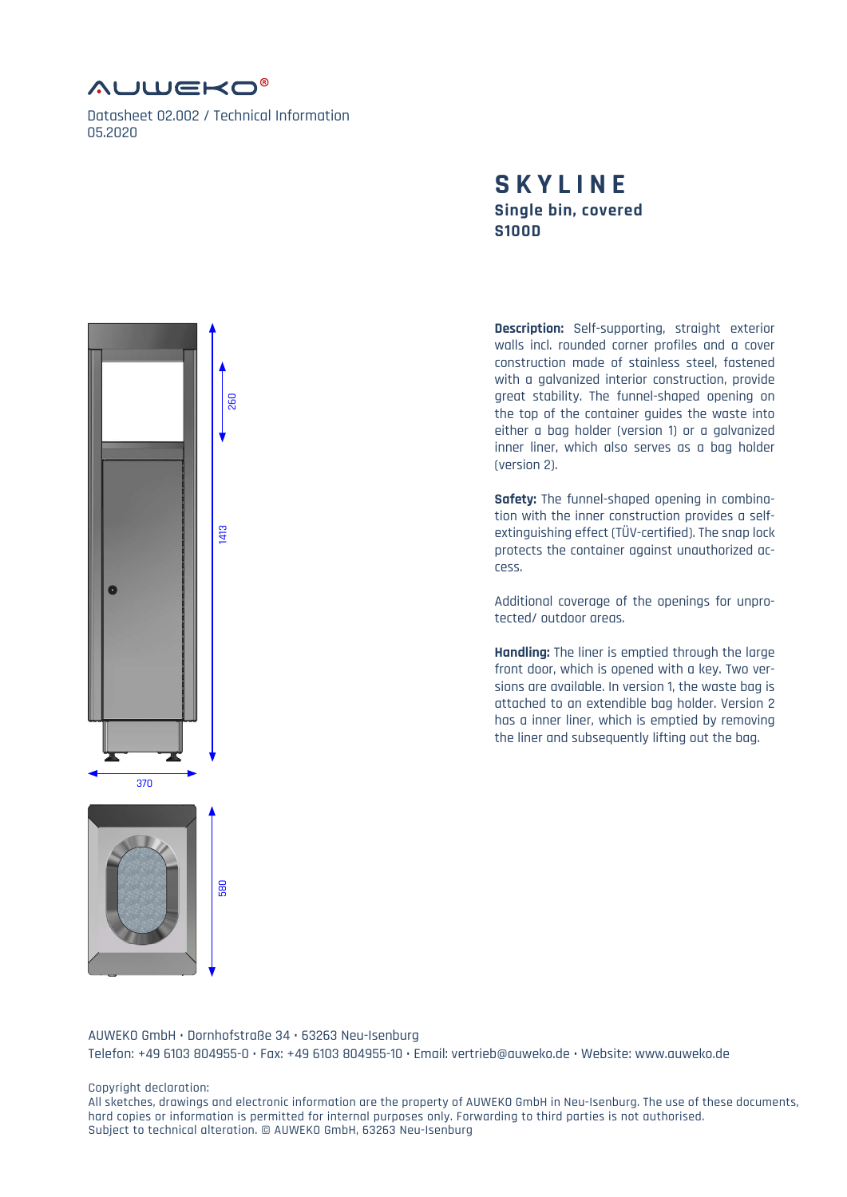AUWEKO®

Datasheet 02.002 / Technical Information
05.2020

# SKYLINE

**Single bin, covered**
**S100D**

260

1413

370

580

**Description:** Self-supporting, straight exterior walls incl. rounded corner profiles and a cover construction made of stainless steel, fastened with a galvanized interior construction, provide great stability. The funnel-shaped opening on the top of the container guides the waste into either a bag holder (version 1) or a galvanized inner liner, which also serves as a bag holder (version 2).

**Safety:** The funnel-shaped opening in combination with the inner construction provides a self-extinguishing effect (TÜV-certified). The snap lock protects the container against unauthorized access.

Additional coverage of the openings for unprotected/ outdoor areas.

**Handling:** The liner is emptied through the large front door, which is opened with a key. Two versions are available. In version 1, the waste bag is attached to an extendible bag holder. Version 2 has a inner liner, which is emptied by removing the liner and subsequently lifting out the bag.

AUWEKO GmbH • Dornhofstraße 34 • 63263 Neu-Isenburg
Telefon: +49 6103 804955-0 • Fax: +49 6103 804955-10 • Email: vertrieb@auweko.de • Website: www.auweko.de

Copyright declaration:
All sketches, drawings and electronic information are the property of AUWEKO GmbH in Neu-Isenburg. The use of these documents, hard copies or information is permitted for internal purposes only. Forwarding to third parties is not authorised.
Subject to technical alteration. © AUWEKO GmbH, 63263 Neu-Isenburg